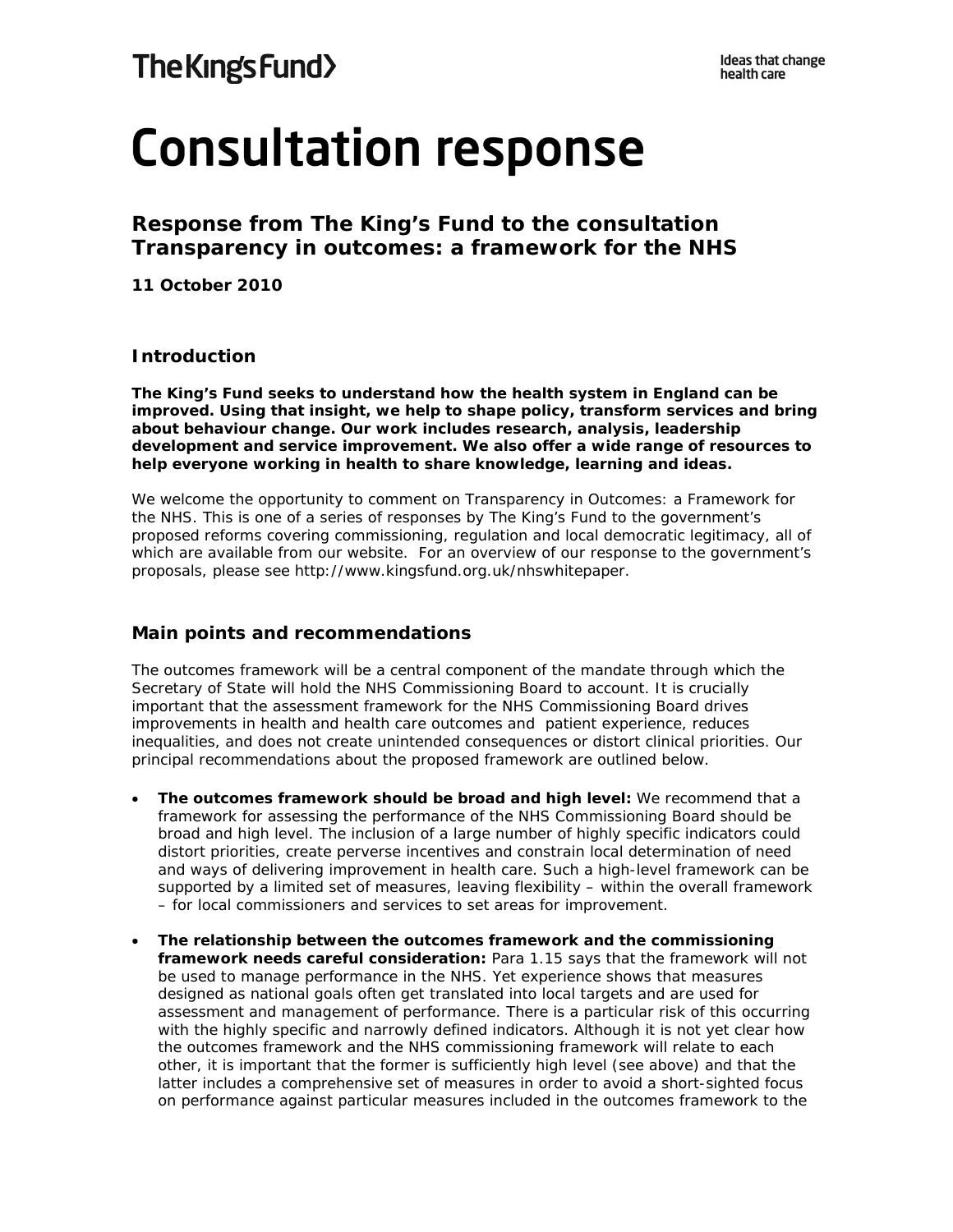The King's Fund

Ideas that change health care

# Consultation response

## Response from The King's Fund to the consultation Transparency in outcomes: a framework for the NHS

**11 October 2010**

### Introduction

**The King's Fund seeks to understand how the health system in England can be improved. Using that insight, we help to shape policy, transform services and bring about behaviour change. Our work includes research, analysis, leadership development and service improvement. We also offer a wide range of resources to help everyone working in health to share knowledge, learning and ideas.**

We welcome the opportunity to comment on Transparency in Outcomes: a Framework for the NHS. This is one of a series of responses by The King's Fund to the government's proposed reforms covering commissioning, regulation and local democratic legitimacy, all of which are available from our website. For an overview of our response to the government's proposals, please see http://www.kingsfund.org.uk/nhswhitepaper.

### Main points and recommendations

The outcomes framework will be a central component of the mandate through which the Secretary of State will hold the NHS Commissioning Board to account. It is crucially important that the assessment framework for the NHS Commissioning Board drives improvements in health and health care outcomes and patient experience, reduces inequalities, and does not create unintended consequences or distort clinical priorities. Our principal recommendations about the proposed framework are outlined below.

- **The outcomes framework should be broad and high level:** We recommend that a framework for assessing the performance of the NHS Commissioning Board should be broad and high level. The inclusion of a large number of highly specific indicators could distort priorities, create perverse incentives and constrain local determination of need and ways of delivering improvement in health care. Such a high-level framework can be supported by a limited set of measures, leaving flexibility – within the overall framework – for local commissioners and services to set areas for improvement.
- **The relationship between the outcomes framework and the commissioning framework needs careful consideration:** Para 1.15 says that the framework will not be used to manage performance in the NHS. Yet experience shows that measures designed as national goals often get translated into local targets and are used for assessment and management of performance. There is a particular risk of this occurring with the highly specific and narrowly defined indicators. Although it is not yet clear how the outcomes framework and the NHS commissioning framework will relate to each other, it is important that the former is sufficiently high level (see above) and that the latter includes a comprehensive set of measures in order to avoid a short-sighted focus on performance against particular measures included in the outcomes framework to the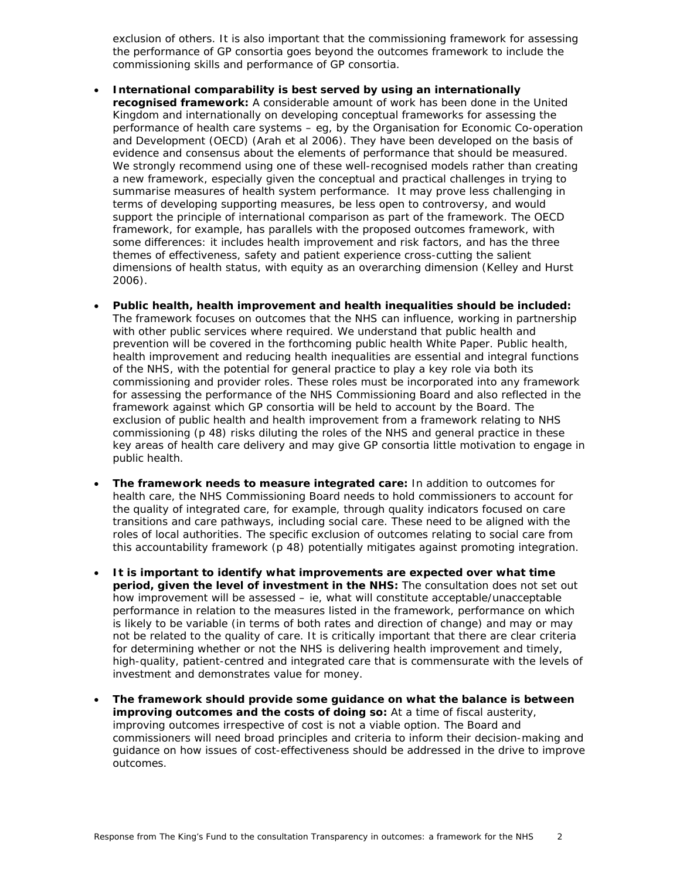exclusion of others. It is also important that the commissioning framework for assessing the performance of GP consortia goes beyond the outcomes framework to include the commissioning skills and performance of GP consortia.

- **International comparability is best served by using an internationally recognised framework:** A considerable amount of work has been done in the United Kingdom and internationally on developing conceptual frameworks for assessing the performance of health care systems – eg, by the Organisation for Economic Co-operation and Development (OECD) (Arah et al 2006). They have been developed on the basis of evidence and consensus about the elements of performance that should be measured. We strongly recommend using one of these well-recognised models rather than creating a new framework, especially given the conceptual and practical challenges in trying to summarise measures of health system performance. It may prove less challenging in terms of developing supporting measures, be less open to controversy, and would support the principle of international comparison as part of the framework. The OECD framework, for example, has parallels with the proposed outcomes framework, with some differences: it includes health improvement and risk factors, and has the three themes of effectiveness, safety and patient experience cross-cutting the salient dimensions of health status, with equity as an overarching dimension (Kelley and Hurst 2006).

- **Public health, health improvement and health inequalities should be included:** The framework focuses on outcomes that the NHS can influence, working in partnership with other public services where required. We understand that public health and prevention will be covered in the forthcoming public health White Paper. Public health, health improvement and reducing health inequalities are essential and integral functions of the NHS, with the potential for general practice to play a key role via both its commissioning and provider roles. These roles must be incorporated into any framework for assessing the performance of the NHS Commissioning Board and also reflected in the framework against which GP consortia will be held to account by the Board. The exclusion of public health and health improvement from a framework relating to NHS commissioning (p 48) risks diluting the roles of the NHS and general practice in these key areas of health care delivery and may give GP consortia little motivation to engage in public health.

- **The framework needs to measure integrated care:** In addition to outcomes for health care, the NHS Commissioning Board needs to hold commissioners to account for the quality of integrated care, for example, through quality indicators focused on care transitions and care pathways, including social care. These need to be aligned with the roles of local authorities. The specific exclusion of outcomes relating to social care from this accountability framework (p 48) potentially mitigates against promoting integration.

- **It is important to identify what improvements are expected over what time period, given the level of investment in the NHS:** The consultation does not set out how improvement will be assessed – ie, what will constitute acceptable/unacceptable performance in relation to the measures listed in the framework, performance on which is likely to be variable (in terms of both rates and direction of change) and may or may not be related to the quality of care. It is critically important that there are clear criteria for determining whether or not the NHS is delivering health improvement and timely, high-quality, patient-centred and integrated care that is commensurate with the levels of investment and demonstrates value for money.

- **The framework should provide some guidance on what the balance is between improving outcomes and the costs of doing so:** At a time of fiscal austerity, improving outcomes irrespective of cost is not a viable option. The Board and commissioners will need broad principles and criteria to inform their decision-making and guidance on how issues of cost-effectiveness should be addressed in the drive to improve outcomes.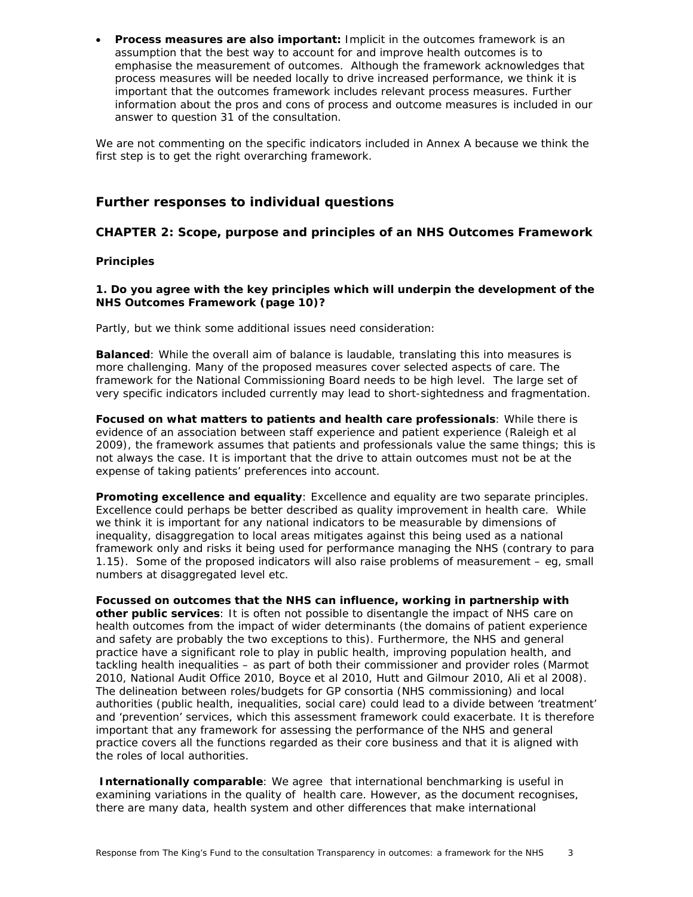- **Process measures are also important:** Implicit in the outcomes framework is an assumption that the best way to account for and improve health outcomes is to emphasise the measurement of outcomes. Although the framework acknowledges that process measures will be needed locally to drive increased performance, we think it is important that the outcomes framework includes relevant process measures. Further information about the pros and cons of process and outcome measures is included in our answer to question 31 of the consultation.

We are not commenting on the specific indicators included in Annex A because we think the first step is to get the right overarching framework.

## Further responses to individual questions

### CHAPTER 2: Scope, purpose and principles of an NHS Outcomes Framework

#### Principles

**1. Do you agree with the key principles which will underpin the development of the NHS Outcomes Framework (page 10)?**

Partly, but we think some additional issues need consideration:

**Balanced**: While the overall aim of balance is laudable, translating this into measures is more challenging. Many of the proposed measures cover selected aspects of care. The framework for the National Commissioning Board needs to be high level. The large set of very specific indicators included currently may lead to short-sightedness and fragmentation.

**Focused on what matters to patients and health care professionals**: While there is evidence of an association between staff experience and patient experience (Raleigh et al 2009), the framework assumes that patients and professionals value the same things; this is not always the case. It is important that the drive to attain outcomes must not be at the expense of taking patients' preferences into account.

**Promoting excellence and equality**: Excellence and equality are two separate principles. Excellence could perhaps be better described as quality improvement in health care. While we think it is important for any national indicators to be measurable by dimensions of inequality, disaggregation to local areas mitigates against this being used as a national framework only and risks it being used for performance managing the NHS (contrary to para 1.15). Some of the proposed indicators will also raise problems of measurement – eg, small numbers at disaggregated level etc.

**Focussed on outcomes that the NHS can influence, working in partnership with other public services**: It is often not possible to disentangle the impact of NHS care on health outcomes from the impact of wider determinants (the domains of patient experience and safety are probably the two exceptions to this). Furthermore, the NHS and general practice have a significant role to play in public health, improving population health, and tackling health inequalities – as part of both their commissioner and provider roles (Marmot 2010, National Audit Office 2010, Boyce et al 2010, Hutt and Gilmour 2010, Ali et al 2008). The delineation between roles/budgets for GP consortia (NHS commissioning) and local authorities (public health, inequalities, social care) could lead to a divide between 'treatment' and 'prevention' services, which this assessment framework could exacerbate. It is therefore important that any framework for assessing the performance of the NHS and general practice covers all the functions regarded as their core business and that it is aligned with the roles of local authorities.

**Internationally comparable**: We agree that international benchmarking is useful in examining variations in the quality of health care. However, as the document recognises, there are many data, health system and other differences that make international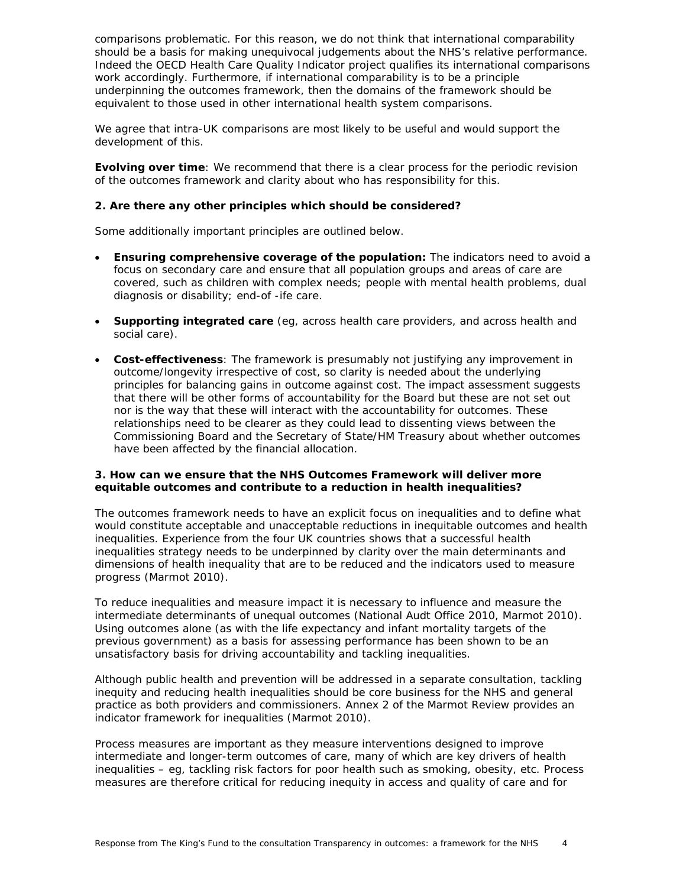comparisons problematic. For this reason, we do not think that international comparability should be a basis for making unequivocal judgements about the NHS's relative performance. Indeed the OECD Health Care Quality Indicator project qualifies its international comparisons work accordingly. Furthermore, if international comparability is to be a principle underpinning the outcomes framework, then the domains of the framework should be equivalent to those used in other international health system comparisons.

We agree that intra-UK comparisons are most likely to be useful and would support the development of this.

**Evolving over time**: We recommend that there is a clear process for the periodic revision of the outcomes framework and clarity about who has responsibility for this.

**2. Are there any other principles which should be considered?**

Some additionally important principles are outlined below.

- **Ensuring comprehensive coverage of the population:** The indicators need to avoid a focus on secondary care and ensure that all population groups and areas of care are covered, such as children with complex needs; people with mental health problems, dual diagnosis or disability; end-of -ife care.
- **Supporting integrated care** (eg, across health care providers, and across health and social care).
- **Cost-effectiveness**: The framework is presumably not justifying any improvement in outcome/longevity irrespective of cost, so clarity is needed about the underlying principles for balancing gains in outcome against cost. The impact assessment suggests that there will be other forms of accountability for the Board but these are not set out nor is the way that these will interact with the accountability for outcomes. These relationships need to be clearer as they could lead to dissenting views between the Commissioning Board and the Secretary of State/HM Treasury about whether outcomes have been affected by the financial allocation.

**3. How can we ensure that the NHS Outcomes Framework will deliver more equitable outcomes and contribute to a reduction in health inequalities?**

The outcomes framework needs to have an explicit focus on inequalities and to define what would constitute acceptable and unacceptable reductions in inequitable outcomes and health inequalities. Experience from the four UK countries shows that a successful health inequalities strategy needs to be underpinned by clarity over the main determinants and dimensions of health inequality that are to be reduced and the indicators used to measure progress (Marmot 2010).

To reduce inequalities and measure impact it is necessary to influence and measure the intermediate determinants of unequal outcomes (National Audt Office 2010, Marmot 2010). Using outcomes alone (as with the life expectancy and infant mortality targets of the previous government) as a basis for assessing performance has been shown to be an unsatisfactory basis for driving accountability and tackling inequalities.

Although public health and prevention will be addressed in a separate consultation, tackling inequity and reducing health inequalities should be core business for the NHS and general practice as both providers and commissioners. Annex 2 of the Marmot Review provides an indicator framework for inequalities (Marmot 2010).

Process measures are important as they measure interventions designed to improve intermediate and longer-term outcomes of care, many of which are key drivers of health inequalities – eg, tackling risk factors for poor health such as smoking, obesity, etc. Process measures are therefore critical for reducing inequity in access and quality of care and for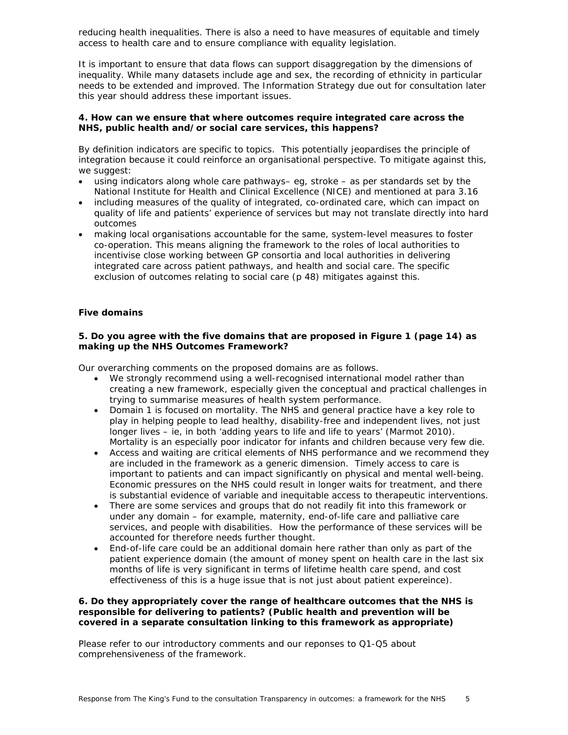reducing health inequalities. There is also a need to have measures of equitable and timely access to health care and to ensure compliance with equality legislation.

It is important to ensure that data flows can support disaggregation by the dimensions of inequality. While many datasets include age and sex, the recording of ethnicity in particular needs to be extended and improved. The Information Strategy due out for consultation later this year should address these important issues.

**4. How can we ensure that where outcomes require integrated care across the NHS, public health and/or social care services, this happens?**

By definition indicators are specific to topics. This potentially jeopardises the principle of integration because it could reinforce an organisational perspective. To mitigate against this, we suggest:

- using indicators along whole care pathways– eg, stroke – as per standards set by the National Institute for Health and Clinical Excellence (NICE) and mentioned at para 3.16
- including measures of the quality of integrated, co-ordinated care, which can impact on quality of life and patients' experience of services but may not translate directly into hard outcomes
- making local organisations accountable for the same, system-level measures to foster co-operation. This means aligning the framework to the roles of local authorities to incentivise close working between GP consortia and local authorities in delivering integrated care across patient pathways, and health and social care. The specific exclusion of outcomes relating to social care (p 48) mitigates against this.

### Five domains

**5. Do you agree with the five domains that are proposed in Figure 1 (page 14) as making up the NHS Outcomes Framework?**

Our overarching comments on the proposed domains are as follows.

- We strongly recommend using a well-recognised international model rather than creating a new framework, especially given the conceptual and practical challenges in trying to summarise measures of health system performance.
- Domain 1 is focused on mortality. The NHS and general practice have a key role to play in helping people to lead healthy, disability-free and independent lives, not just longer lives – ie, in both 'adding years to life and life to years' (Marmot 2010). Mortality is an especially poor indicator for infants and children because very few die.
- Access and waiting are critical elements of NHS performance and we recommend they are included in the framework as a generic dimension. Timely access to care is important to patients and can impact significantly on physical and mental well-being. Economic pressures on the NHS could result in longer waits for treatment, and there is substantial evidence of variable and inequitable access to therapeutic interventions.
- There are some services and groups that do not readily fit into this framework or under any domain – for example, maternity, end-of-life care and palliative care services, and people with disabilities. How the performance of these services will be accounted for therefore needs further thought.
- End-of-life care could be an additional domain here rather than only as part of the patient experience domain (the amount of money spent on health care in the last six months of life is very significant in terms of lifetime health care spend, and cost effectiveness of this is a huge issue that is not just about patient expereince).

**6. Do they appropriately cover the range of healthcare outcomes that the NHS is responsible for delivering to patients? (Public health and prevention will be covered in a separate consultation linking to this framework as appropriate)**

Please refer to our introductory comments and our reponses to Q1-Q5 about comprehensiveness of the framework.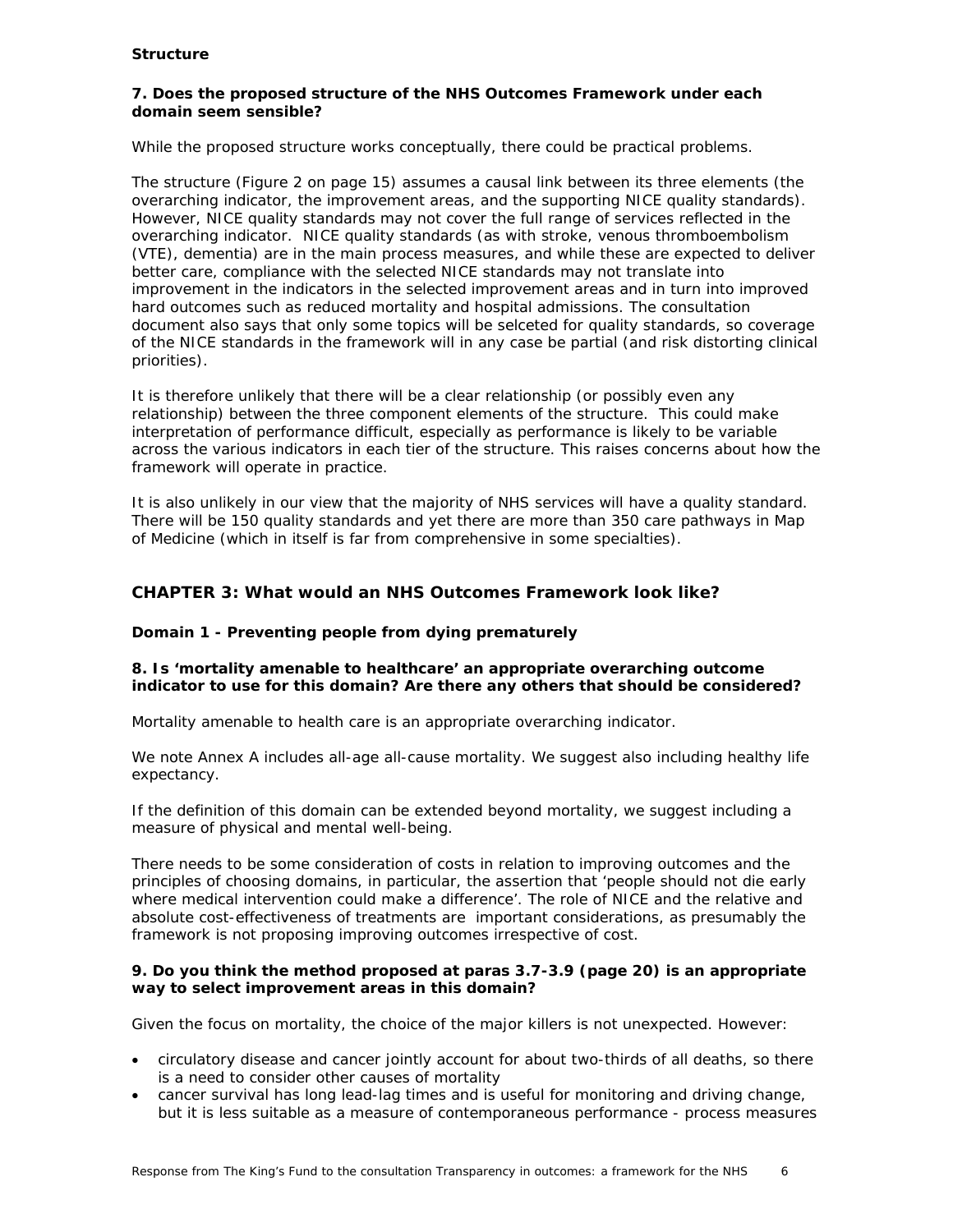**Structure**

**7. Does the proposed structure of the NHS Outcomes Framework under each domain seem sensible?**

While the proposed structure works conceptually, there could be practical problems.

The structure (Figure 2 on page 15) assumes a causal link between its three elements (the overarching indicator, the improvement areas, and the supporting NICE quality standards). However, NICE quality standards may not cover the full range of services reflected in the overarching indicator. NICE quality standards (as with stroke, venous thromboembolism (VTE), dementia) are in the main process measures, and while these are expected to deliver better care, compliance with the selected NICE standards may not translate into improvement in the indicators in the selected improvement areas and in turn into improved hard outcomes such as reduced mortality and hospital admissions. The consultation document also says that only some topics will be selceted for quality standards, so coverage of the NICE standards in the framework will in any case be partial (and risk distorting clinical priorities).

It is therefore unlikely that there will be a clear relationship (or possibly even any relationship) between the three component elements of the structure. This could make interpretation of performance difficult, especially as performance is likely to be variable across the various indicators in each tier of the structure. This raises concerns about how the framework will operate in practice.

It is also unlikely in our view that the majority of NHS services will have a quality standard. There will be 150 quality standards and yet there are more than 350 care pathways in Map of Medicine (which in itself is far from comprehensive in some specialties).

## CHAPTER 3: What would an NHS Outcomes Framework look like?

**Domain 1 - Preventing people from dying prematurely**

**8. Is 'mortality amenable to healthcare' an appropriate overarching outcome indicator to use for this domain? Are there any others that should be considered?**

Mortality amenable to health care is an appropriate overarching indicator.

We note Annex A includes all-age all-cause mortality. We suggest also including healthy life expectancy.

If the definition of this domain can be extended beyond mortality, we suggest including a measure of physical and mental well-being.

There needs to be some consideration of costs in relation to improving outcomes and the principles of choosing domains, in particular, the assertion that 'people should not die early where medical intervention could make a difference'. The role of NICE and the relative and absolute cost-effectiveness of treatments are important considerations, as presumably the framework is not proposing improving outcomes irrespective of cost.

**9. Do you think the method proposed at paras 3.7-3.9 (page 20) is an appropriate way to select improvement areas in this domain?**

Given the focus on mortality, the choice of the major killers is not unexpected. However:

- circulatory disease and cancer jointly account for about two-thirds of all deaths, so there is a need to consider other causes of mortality
- cancer survival has long lead-lag times and is useful for monitoring and driving change, but it is less suitable as a measure of contemporaneous performance - process measures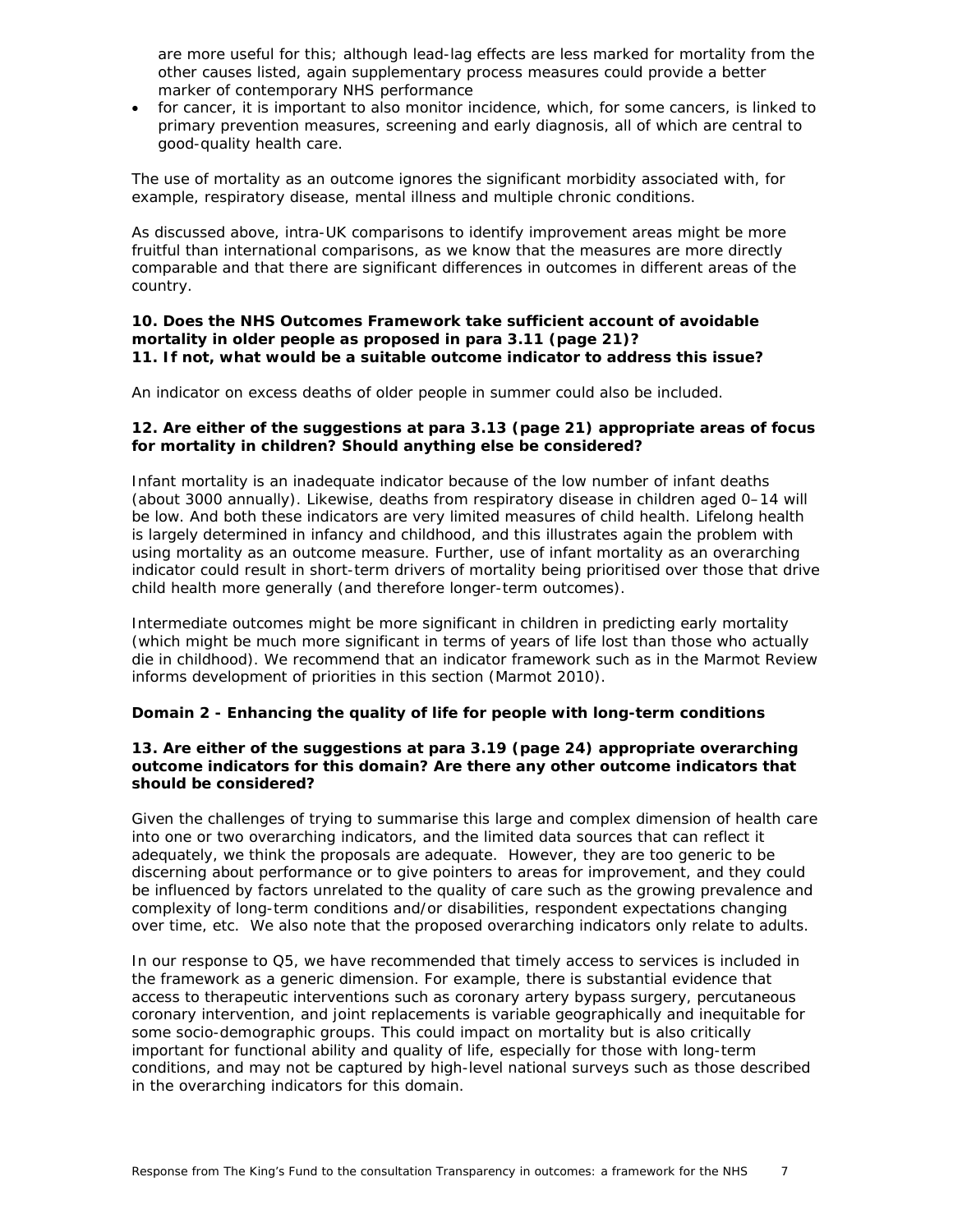are more useful for this; although lead-lag effects are less marked for mortality from the other causes listed, again supplementary process measures could provide a better marker of contemporary NHS performance

- for cancer, it is important to also monitor incidence, which, for some cancers, is linked to primary prevention measures, screening and early diagnosis, all of which are central to good-quality health care.

The use of mortality as an outcome ignores the significant morbidity associated with, for example, respiratory disease, mental illness and multiple chronic conditions.

As discussed above, intra-UK comparisons to identify improvement areas might be more fruitful than international comparisons, as we know that the measures are more directly comparable and that there are significant differences in outcomes in different areas of the country.

**10. Does the NHS Outcomes Framework take sufficient account of avoidable mortality in older people as proposed in para 3.11 (page 21)?**
**11. If not, what would be a suitable outcome indicator to address this issue?**

An indicator on excess deaths of older people in summer could also be included.

**12. Are either of the suggestions at para 3.13 (page 21) appropriate areas of focus for mortality in children? Should anything else be considered?**

Infant mortality is an inadequate indicator because of the low number of infant deaths (about 3000 annually). Likewise, deaths from respiratory disease in children aged 0–14 will be low. And both these indicators are very limited measures of child health. Lifelong health is largely determined in infancy and childhood, and this illustrates again the problem with using mortality as an outcome measure. Further, use of infant mortality as an overarching indicator could result in short-term drivers of mortality being prioritised over those that drive child health more generally (and therefore longer-term outcomes).

Intermediate outcomes might be more significant in children in predicting early mortality (which might be much more significant in terms of years of life lost than those who actually die in childhood). We recommend that an indicator framework such as in the Marmot Review informs development of priorities in this section (Marmot 2010).

**Domain 2 - Enhancing the quality of life for people with long-term conditions**

**13. Are either of the suggestions at para 3.19 (page 24) appropriate overarching outcome indicators for this domain? Are there any other outcome indicators that should be considered?**

Given the challenges of trying to summarise this large and complex dimension of health care into one or two overarching indicators, and the limited data sources that can reflect it adequately, we think the proposals are adequate. However, they are too generic to be discerning about performance or to give pointers to areas for improvement, and they could be influenced by factors unrelated to the quality of care such as the growing prevalence and complexity of long-term conditions and/or disabilities, respondent expectations changing over time, etc. We also note that the proposed overarching indicators only relate to adults.

In our response to Q5, we have recommended that timely access to services is included in the framework as a generic dimension. For example, there is substantial evidence that access to therapeutic interventions such as coronary artery bypass surgery, percutaneous coronary intervention, and joint replacements is variable geographically and inequitable for some socio-demographic groups. This could impact on mortality but is also critically important for functional ability and quality of life, especially for those with long-term conditions, and may not be captured by high-level national surveys such as those described in the overarching indicators for this domain.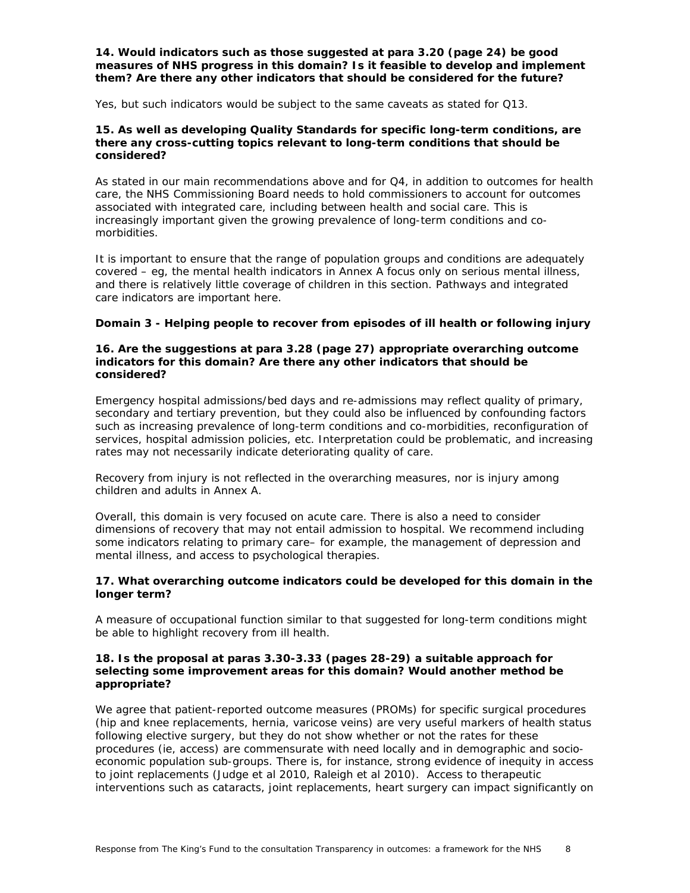**14. Would indicators such as those suggested at para 3.20 (page 24) be good measures of NHS progress in this domain? Is it feasible to develop and implement them? Are there any other indicators that should be considered for the future?**

Yes, but such indicators would be subject to the same caveats as stated for Q13.

**15. As well as developing Quality Standards for specific long-term conditions, are there any cross-cutting topics relevant to long-term conditions that should be considered?**

As stated in our main recommendations above and for Q4, in addition to outcomes for health care, the NHS Commissioning Board needs to hold commissioners to account for outcomes associated with integrated care, including between health and social care. This is increasingly important given the growing prevalence of long-term conditions and co-morbidities.

It is important to ensure that the range of population groups and conditions are adequately covered – eg, the mental health indicators in Annex A focus only on serious mental illness, and there is relatively little coverage of children in this section. Pathways and integrated care indicators are important here.

**Domain 3 - Helping people to recover from episodes of ill health or following injury**

**16. Are the suggestions at para 3.28 (page 27) appropriate overarching outcome indicators for this domain? Are there any other indicators that should be considered?**

Emergency hospital admissions/bed days and re-admissions may reflect quality of primary, secondary and tertiary prevention, but they could also be influenced by confounding factors such as increasing prevalence of long-term conditions and co-morbidities, reconfiguration of services, hospital admission policies, etc. Interpretation could be problematic, and increasing rates may not necessarily indicate deteriorating quality of care.

Recovery from injury is not reflected in the overarching measures, nor is injury among children and adults in Annex A.

Overall, this domain is very focused on acute care. There is also a need to consider dimensions of recovery that may not entail admission to hospital. We recommend including some indicators relating to primary care– for example, the management of depression and mental illness, and access to psychological therapies.

**17. What overarching outcome indicators could be developed for this domain in the longer term?**

A measure of occupational function similar to that suggested for long-term conditions might be able to highlight recovery from ill health.

**18. Is the proposal at paras 3.30-3.33 (pages 28-29) a suitable approach for selecting some improvement areas for this domain? Would another method be appropriate?**

We agree that patient-reported outcome measures (PROMs) for specific surgical procedures (hip and knee replacements, hernia, varicose veins) are very useful markers of health status following elective surgery, but they do not show whether or not the rates for these procedures (ie, access) are commensurate with need locally and in demographic and socio-economic population sub-groups. There is, for instance, strong evidence of inequity in access to joint replacements (Judge et al 2010, Raleigh et al 2010). Access to therapeutic interventions such as cataracts, joint replacements, heart surgery can impact significantly on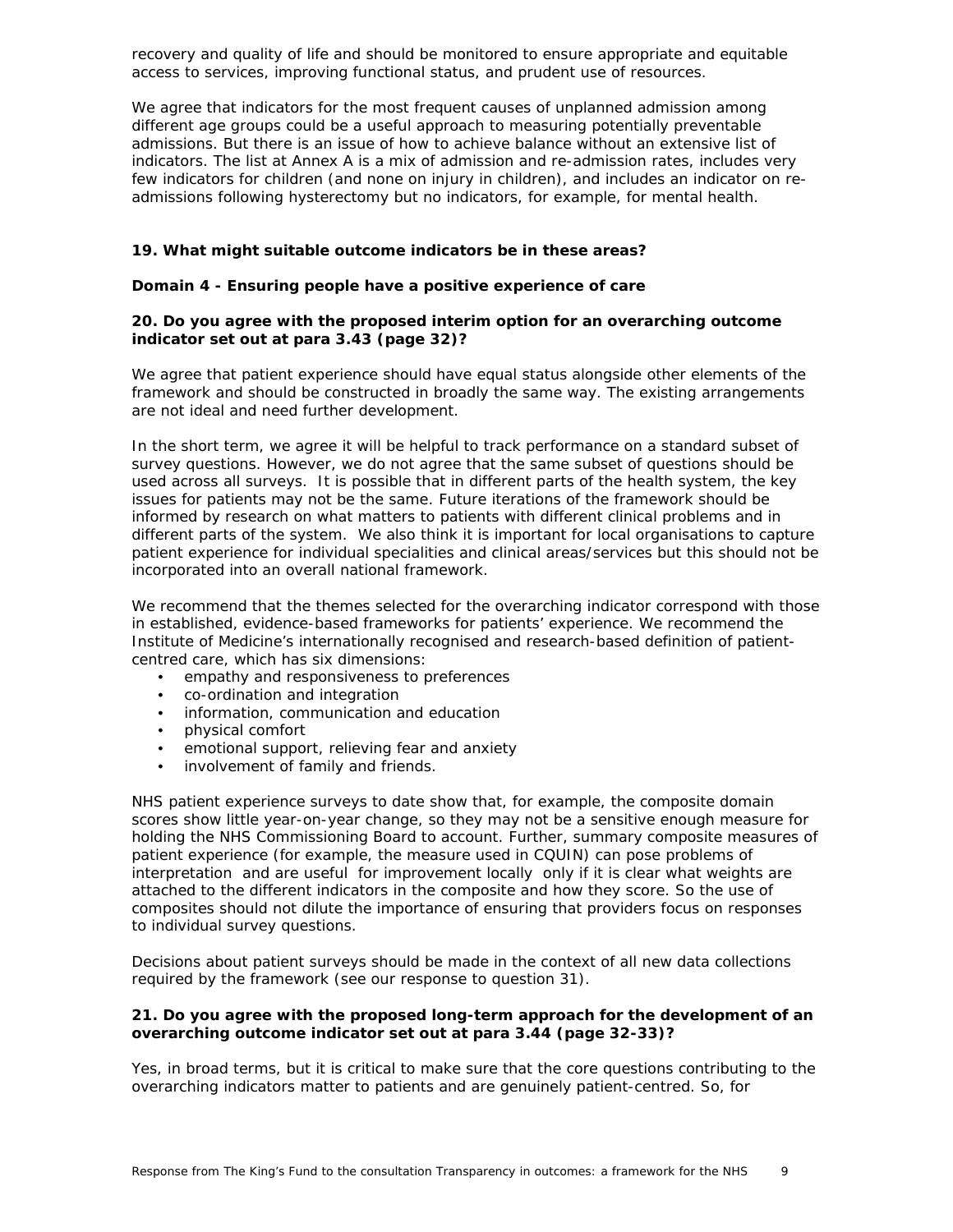recovery and quality of life and should be monitored to ensure appropriate and equitable access to services, improving functional status, and prudent use of resources.

We agree that indicators for the most frequent causes of unplanned admission among different age groups could be a useful approach to measuring potentially preventable admissions. But there is an issue of how to achieve balance without an extensive list of indicators. The list at Annex A is a mix of admission and re-admission rates, includes very few indicators for children (and none on injury in children), and includes an indicator on re-admissions following hysterectomy but no indicators, for example, for mental health.

**19. What might suitable outcome indicators be in these areas?**

**Domain 4 - Ensuring people have a positive experience of care**

**20. Do you agree with the proposed interim option for an overarching outcome indicator set out at para 3.43 (page 32)?**

We agree that patient experience should have equal status alongside other elements of the framework and should be constructed in broadly the same way. The existing arrangements are not ideal and need further development.

In the short term, we agree it will be helpful to track performance on a standard subset of survey questions. However, we do not agree that the same subset of questions should be used across all surveys. It is possible that in different parts of the health system, the key issues for patients may not be the same. Future iterations of the framework should be informed by research on what matters to patients with different clinical problems and in different parts of the system. We also think it is important for local organisations to capture patient experience for individual specialities and clinical areas/services but this should not be incorporated into an overall national framework.

We recommend that the themes selected for the overarching indicator correspond with those in established, evidence-based frameworks for patients' experience. We recommend the Institute of Medicine's internationally recognised and research-based definition of patient-centred care, which has six dimensions:

- empathy and responsiveness to preferences
- co-ordination and integration
- information, communication and education
- physical comfort
- emotional support, relieving fear and anxiety
- involvement of family and friends.

NHS patient experience surveys to date show that, for example, the composite domain scores show little year-on-year change, so they may not be a sensitive enough measure for holding the NHS Commissioning Board to account. Further, summary composite measures of patient experience (for example, the measure used in CQUIN) can pose problems of interpretation and are useful for improvement locally only if it is clear what weights are attached to the different indicators in the composite and how they score. So the use of composites should not dilute the importance of ensuring that providers focus on responses to individual survey questions.

Decisions about patient surveys should be made in the context of all new data collections required by the framework (see our response to question 31).

**21. Do you agree with the proposed long-term approach for the development of an overarching outcome indicator set out at para 3.44 (page 32-33)?**

Yes, in broad terms, but it is critical to make sure that the core questions contributing to the overarching indicators matter to patients and are genuinely patient-centred. So, for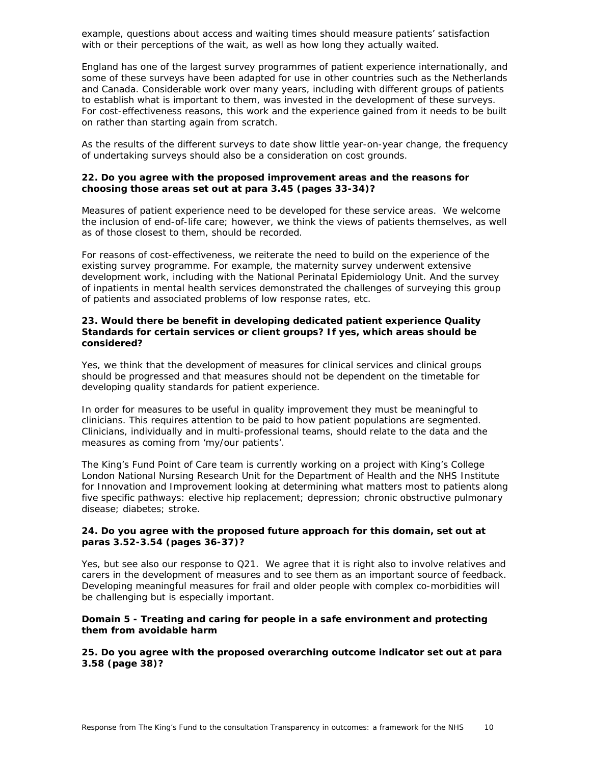example, questions about access and waiting times should measure patients' satisfaction with or their perceptions of the wait, as well as how long they actually waited.

England has one of the largest survey programmes of patient experience internationally, and some of these surveys have been adapted for use in other countries such as the Netherlands and Canada. Considerable work over many years, including with different groups of patients to establish what is important to them, was invested in the development of these surveys. For cost-effectiveness reasons, this work and the experience gained from it needs to be built on rather than starting again from scratch.

As the results of the different surveys to date show little year-on-year change, the frequency of undertaking surveys should also be a consideration on cost grounds.

**22. Do you agree with the proposed improvement areas and the reasons for choosing those areas set out at para 3.45 (pages 33-34)?**

Measures of patient experience need to be developed for these service areas. We welcome the inclusion of end-of-life care; however, we think the views of patients themselves, as well as of those closest to them, should be recorded.

For reasons of cost-effectiveness, we reiterate the need to build on the experience of the existing survey programme. For example, the maternity survey underwent extensive development work, including with the National Perinatal Epidemiology Unit. And the survey of inpatients in mental health services demonstrated the challenges of surveying this group of patients and associated problems of low response rates, etc.

**23. Would there be benefit in developing dedicated patient experience Quality Standards for certain services or client groups? If yes, which areas should be considered?**

Yes, we think that the development of measures for clinical services and clinical groups should be progressed and that measures should not be dependent on the timetable for developing quality standards for patient experience.

In order for measures to be useful in quality improvement they must be meaningful to clinicians. This requires attention to be paid to how patient populations are segmented. Clinicians, individually and in multi-professional teams, should relate to the data and the measures as coming from 'my/our patients'.

The King's Fund Point of Care team is currently working on a project with King's College London National Nursing Research Unit for the Department of Health and the NHS Institute for Innovation and Improvement looking at determining what matters most to patients along five specific pathways: elective hip replacement; depression; chronic obstructive pulmonary disease; diabetes; stroke.

**24. Do you agree with the proposed future approach for this domain, set out at paras 3.52-3.54 (pages 36-37)?**

Yes, but see also our response to Q21. We agree that it is right also to involve relatives and carers in the development of measures and to see them as an important source of feedback. Developing meaningful measures for frail and older people with complex co-morbidities will be challenging but is especially important.

**Domain 5 - Treating and caring for people in a safe environment and protecting them from avoidable harm**

**25. Do you agree with the proposed overarching outcome indicator set out at para 3.58 (page 38)?**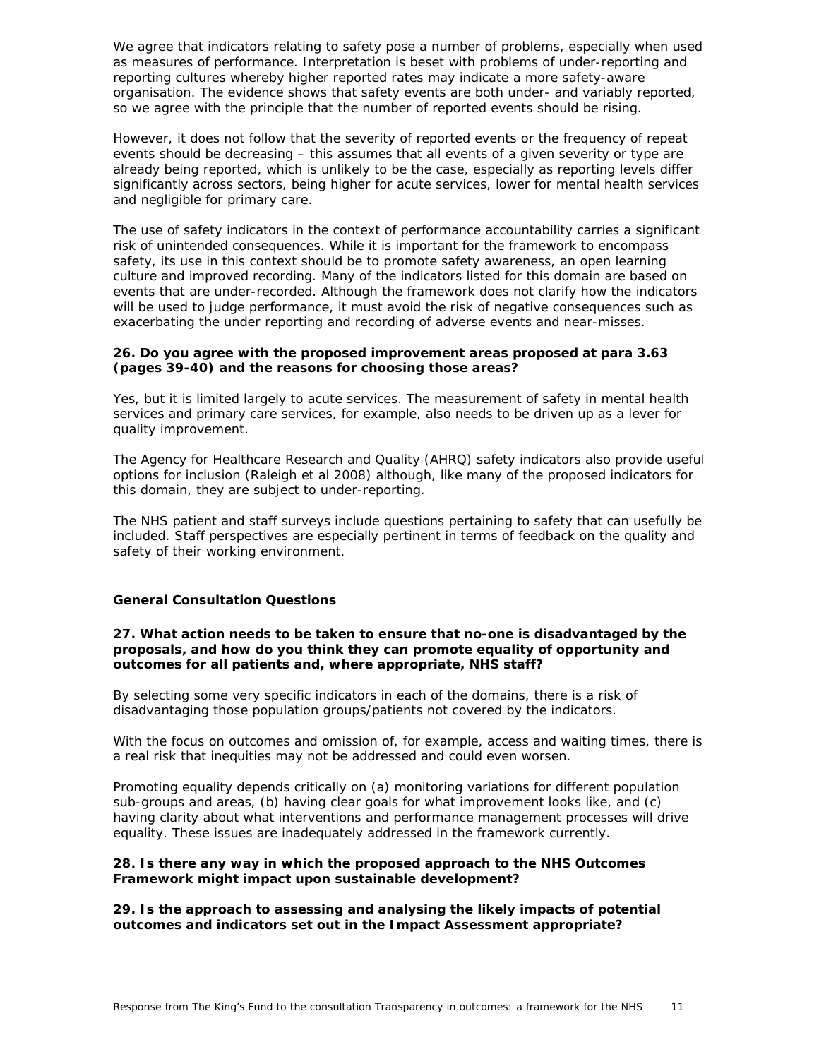We agree that indicators relating to safety pose a number of problems, especially when used as measures of performance. Interpretation is beset with problems of under-reporting and reporting cultures whereby higher reported rates may indicate a more safety-aware organisation. The evidence shows that safety events are both under- and variably reported, so we agree with the principle that the number of reported events should be rising.

However, it does not follow that the severity of reported events or the frequency of repeat events should be decreasing – this assumes that all events of a given severity or type are already being reported, which is unlikely to be the case, especially as reporting levels differ significantly across sectors, being higher for acute services, lower for mental health services and negligible for primary care.

The use of safety indicators in the context of performance accountability carries a significant risk of unintended consequences. While it is important for the framework to encompass safety, its use in this context should be to promote safety awareness, an open learning culture and improved recording. Many of the indicators listed for this domain are based on events that are under-recorded. Although the framework does not clarify how the indicators will be used to judge performance, it must avoid the risk of negative consequences such as exacerbating the under reporting and recording of adverse events and near-misses.

**26. Do you agree with the proposed improvement areas proposed at para 3.63 (pages 39-40) and the reasons for choosing those areas?**

Yes, but it is limited largely to acute services. The measurement of safety in mental health services and primary care services, for example, also needs to be driven up as a lever for quality improvement.

The Agency for Healthcare Research and Quality (AHRQ) safety indicators also provide useful options for inclusion (Raleigh et al 2008) although, like many of the proposed indicators for this domain, they are subject to under-reporting.

The NHS patient and staff surveys include questions pertaining to safety that can usefully be included. Staff perspectives are especially pertinent in terms of feedback on the quality and safety of their working environment.

**General Consultation Questions**

**27. What action needs to be taken to ensure that no-one is disadvantaged by the proposals, and how do you think they can promote equality of opportunity and outcomes for all patients and, where appropriate, NHS staff?**

By selecting some very specific indicators in each of the domains, there is a risk of disadvantaging those population groups/patients not covered by the indicators.

With the focus on outcomes and omission of, for example, access and waiting times, there is a real risk that inequities may not be addressed and could even worsen.

Promoting equality depends critically on (a) monitoring variations for different population sub-groups and areas, (b) having clear goals for what improvement looks like, and (c) having clarity about what interventions and performance management processes will drive equality. These issues are inadequately addressed in the framework currently.

**28. Is there any way in which the proposed approach to the NHS Outcomes Framework might impact upon sustainable development?**

**29. Is the approach to assessing and analysing the likely impacts of potential outcomes and indicators set out in the Impact Assessment appropriate?**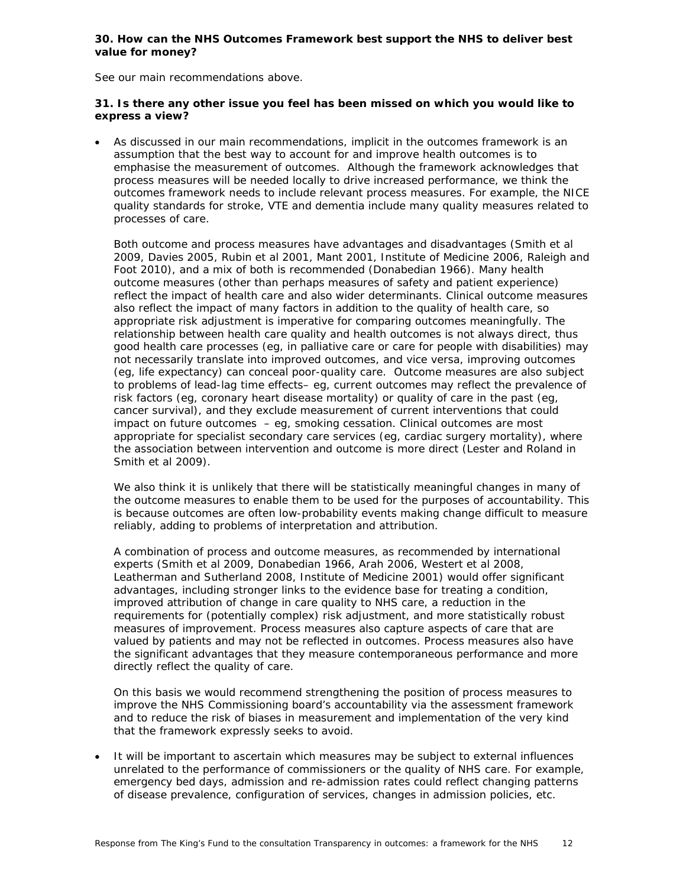**30. How can the NHS Outcomes Framework best support the NHS to deliver best value for money?**

See our main recommendations above.

**31. Is there any other issue you feel has been missed on which you would like to express a view?**

- As discussed in our main recommendations, implicit in the outcomes framework is an assumption that the best way to account for and improve health outcomes is to emphasise the measurement of outcomes. Although the framework acknowledges that process measures will be needed locally to drive increased performance, we think the outcomes framework needs to include relevant process measures. For example, the NICE quality standards for stroke, VTE and dementia include many quality measures related to processes of care.

  Both outcome and process measures have advantages and disadvantages (Smith et al 2009, Davies 2005, Rubin et al 2001, Mant 2001, Institute of Medicine 2006, Raleigh and Foot 2010), and a mix of both is recommended (Donabedian 1966). Many health outcome measures (other than perhaps measures of safety and patient experience) reflect the impact of health care and also wider determinants. Clinical outcome measures also reflect the impact of many factors in addition to the quality of health care, so appropriate risk adjustment is imperative for comparing outcomes meaningfully. The relationship between health care quality and health outcomes is not always direct, thus good health care processes (eg, in palliative care or care for people with disabilities) may not necessarily translate into improved outcomes, and vice versa, improving outcomes (eg, life expectancy) can conceal poor-quality care. Outcome measures are also subject to problems of lead-lag time effects– eg, current outcomes may reflect the prevalence of risk factors (eg, coronary heart disease mortality) or quality of care in the past (eg, cancer survival), and they exclude measurement of current interventions that could impact on future outcomes – eg, smoking cessation. Clinical outcomes are most appropriate for specialist secondary care services (eg, cardiac surgery mortality), where the association between intervention and outcome is more direct (Lester and Roland in Smith et al 2009).

  We also think it is unlikely that there will be statistically meaningful changes in many of the outcome measures to enable them to be used for the purposes of accountability. This is because outcomes are often low-probability events making change difficult to measure reliably, adding to problems of interpretation and attribution.

  A combination of process and outcome measures, as recommended by international experts (Smith et al 2009, Donabedian 1966, Arah 2006, Westert et al 2008, Leatherman and Sutherland 2008, Institute of Medicine 2001) would offer significant advantages, including stronger links to the evidence base for treating a condition, improved attribution of change in care quality to NHS care, a reduction in the requirements for (potentially complex) risk adjustment, and more statistically robust measures of improvement. Process measures also capture aspects of care that are valued by patients and may not be reflected in outcomes. Process measures also have the significant advantages that they measure contemporaneous performance and more directly reflect the quality of care.

  On this basis we would recommend strengthening the position of process measures to improve the NHS Commissioning board's accountability via the assessment framework and to reduce the risk of biases in measurement and implementation of the very kind that the framework expressly seeks to avoid.

- It will be important to ascertain which measures may be subject to external influences unrelated to the performance of commissioners or the quality of NHS care. For example, emergency bed days, admission and re-admission rates could reflect changing patterns of disease prevalence, configuration of services, changes in admission policies, etc.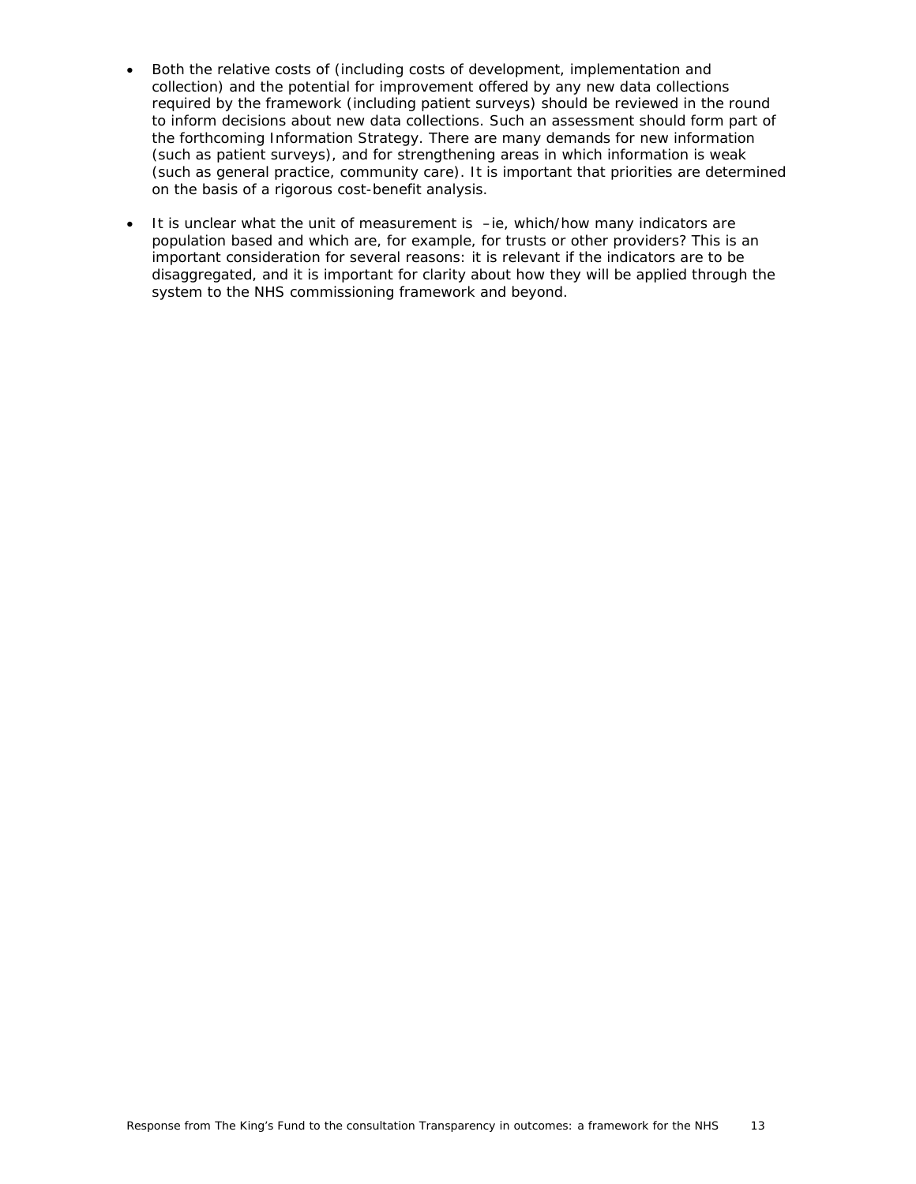- Both the relative costs of (including costs of development, implementation and collection) and the potential for improvement offered by any new data collections required by the framework (including patient surveys) should be reviewed in the round to inform decisions about new data collections. Such an assessment should form part of the forthcoming Information Strategy. There are many demands for new information (such as patient surveys), and for strengthening areas in which information is weak (such as general practice, community care). It is important that priorities are determined on the basis of a rigorous cost-benefit analysis.

- It is unclear what the unit of measurement is –ie, which/how many indicators are population based and which are, for example, for trusts or other providers? This is an important consideration for several reasons: it is relevant if the indicators are to be disaggregated, and it is important for clarity about how they will be applied through the system to the NHS commissioning framework and beyond.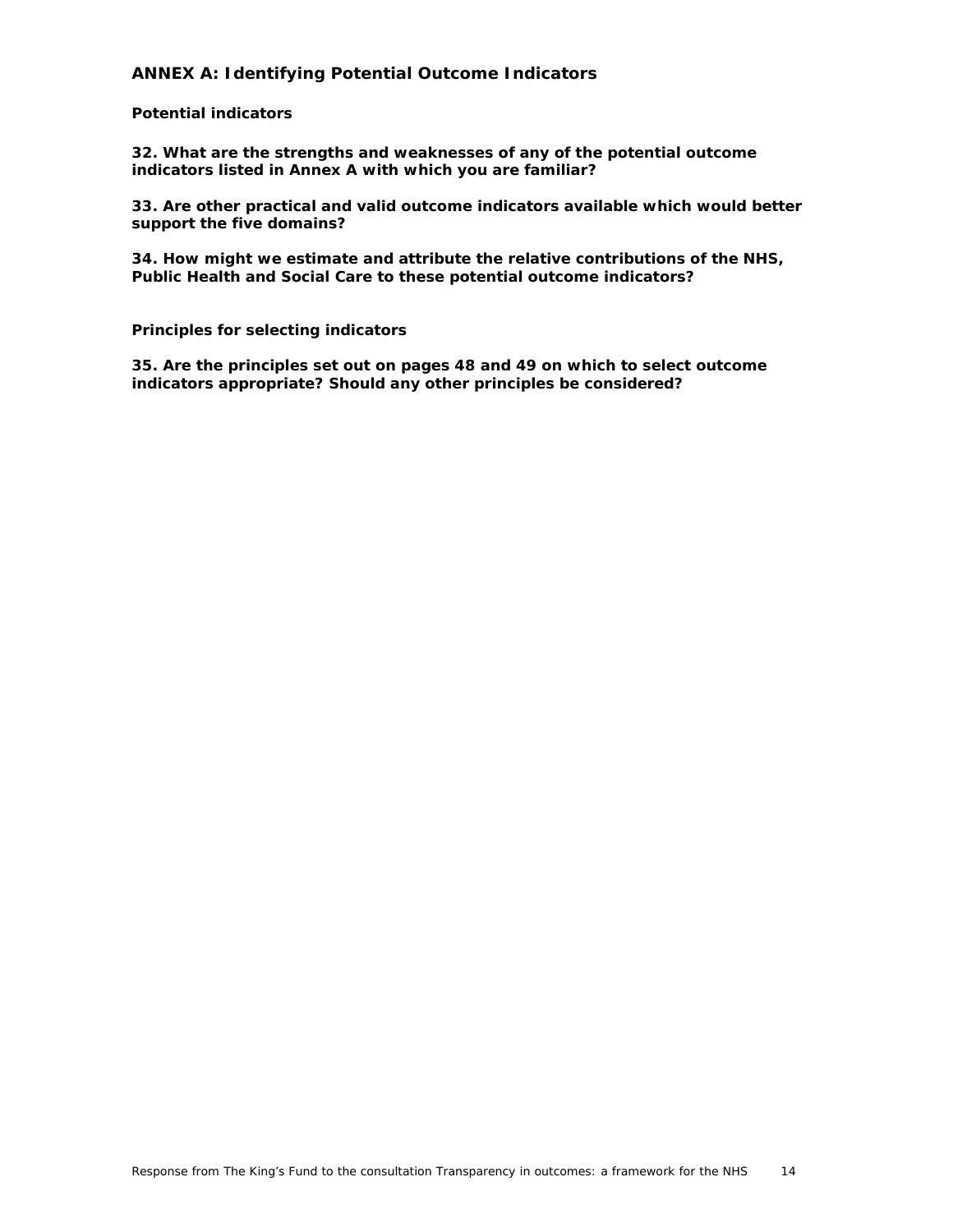## ANNEX A: Identifying Potential Outcome Indicators

### Potential indicators

**32. What are the strengths and weaknesses of any of the potential outcome indicators listed in Annex A with which you are familiar?**

**33. Are other practical and valid outcome indicators available which would better support the five domains?**

**34. How might we estimate and attribute the relative contributions of the NHS, Public Health and Social Care to these potential outcome indicators?**

### Principles for selecting indicators

**35. Are the principles set out on pages 48 and 49 on which to select outcome indicators appropriate? Should any other principles be considered?**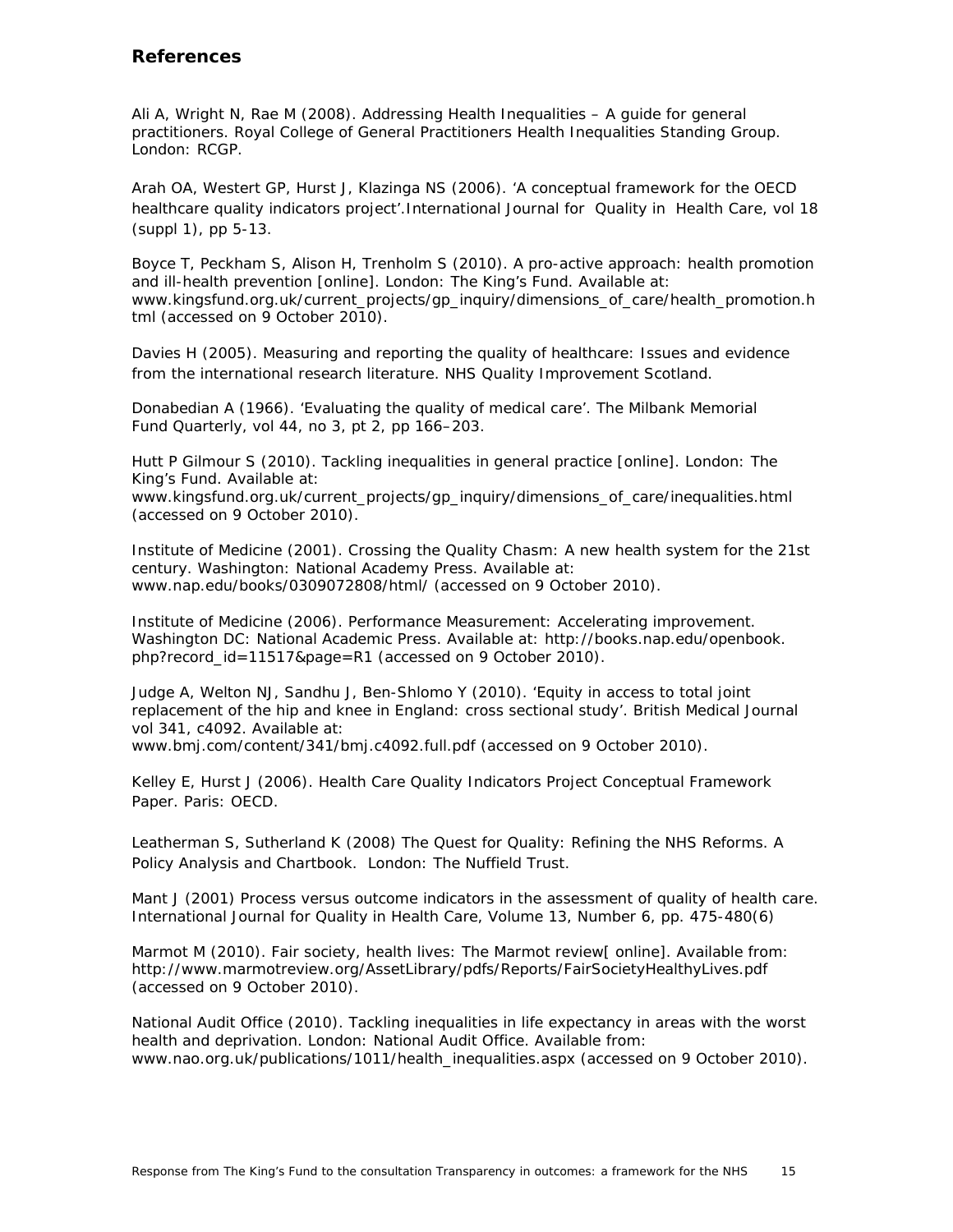## References

Ali A, Wright N, Rae M (2008). Addressing Health Inequalities – A guide for general practitioners. Royal College of General Practitioners Health Inequalities Standing Group. London: RCGP.

Arah OA, Westert GP, Hurst J, Klazinga NS (2006). 'A conceptual framework for the OECD healthcare quality indicators project'.International Journal for Quality in Health Care, vol 18 (suppl 1), pp 5-13.

Boyce T, Peckham S, Alison H, Trenholm S (2010). A pro-active approach: health promotion and ill-health prevention [online]. London: The King's Fund. Available at: www.kingsfund.org.uk/current_projects/gp_inquiry/dimensions_of_care/health_promotion.html (accessed on 9 October 2010).

Davies H (2005). Measuring and reporting the quality of healthcare: Issues and evidence from the international research literature. NHS Quality Improvement Scotland.

Donabedian A (1966). 'Evaluating the quality of medical care'. The Milbank Memorial Fund Quarterly, vol 44, no 3, pt 2, pp 166–203.

Hutt P Gilmour S (2010). Tackling inequalities in general practice [online]. London: The King's Fund. Available at: www.kingsfund.org.uk/current_projects/gp_inquiry/dimensions_of_care/inequalities.html (accessed on 9 October 2010).

Institute of Medicine (2001). Crossing the Quality Chasm: A new health system for the 21st century. Washington: National Academy Press. Available at: www.nap.edu/books/0309072808/html/ (accessed on 9 October 2010).

Institute of Medicine (2006). Performance Measurement: Accelerating improvement. Washington DC: National Academic Press. Available at: http://books.nap.edu/openbook.php?record_id=11517&page=R1 (accessed on 9 October 2010).

Judge A, Welton NJ, Sandhu J, Ben-Shlomo Y (2010). 'Equity in access to total joint replacement of the hip and knee in England: cross sectional study'. British Medical Journal vol 341, c4092. Available at: www.bmj.com/content/341/bmj.c4092.full.pdf (accessed on 9 October 2010).

Kelley E, Hurst J (2006). Health Care Quality Indicators Project Conceptual Framework Paper. Paris: OECD.

Leatherman S, Sutherland K (2008) The Quest for Quality: Refining the NHS Reforms. A Policy Analysis and Chartbook. London: The Nuffield Trust.

Mant J (2001) Process versus outcome indicators in the assessment of quality of health care. International Journal for Quality in Health Care, Volume 13, Number 6, pp. 475-480(6)

Marmot M (2010). Fair society, health lives: The Marmot review[ online]. Available from: http://www.marmotreview.org/AssetLibrary/pdfs/Reports/FairSocietyHealthyLives.pdf (accessed on 9 October 2010).

National Audit Office (2010). Tackling inequalities in life expectancy in areas with the worst health and deprivation. London: National Audit Office. Available from: www.nao.org.uk/publications/1011/health_inequalities.aspx (accessed on 9 October 2010).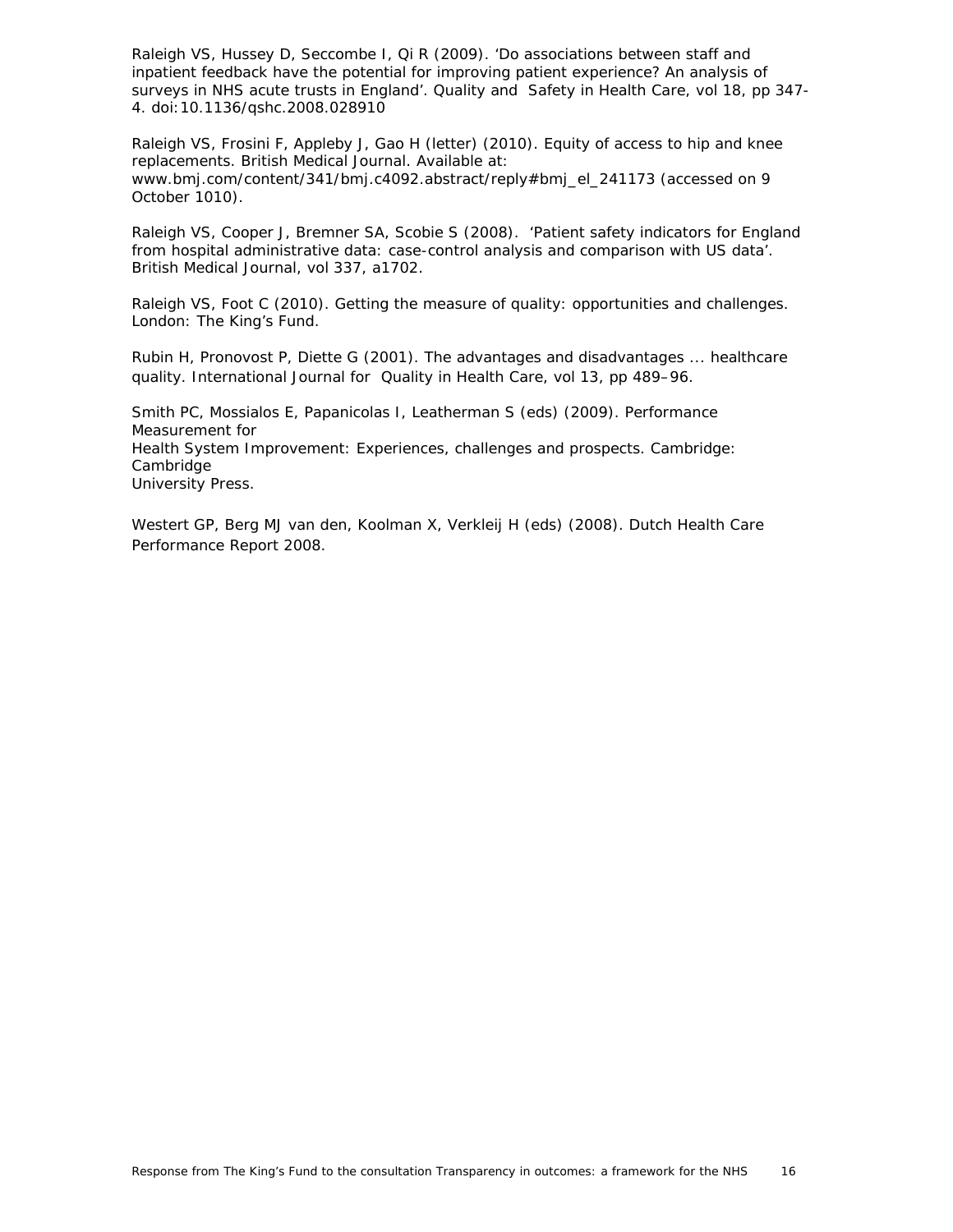Raleigh VS, Hussey D, Seccombe I, Qi R (2009). 'Do associations between staff and inpatient feedback have the potential for improving patient experience? An analysis of surveys in NHS acute trusts in England'. Quality and Safety in Health Care, vol 18, pp 347-4. doi:10.1136/qshc.2008.028910

Raleigh VS, Frosini F, Appleby J, Gao H (letter) (2010). Equity of access to hip and knee replacements. British Medical Journal. Available at: www.bmj.com/content/341/bmj.c4092.abstract/reply#bmj_el_241173 (accessed on 9 October 1010).

Raleigh VS, Cooper J, Bremner SA, Scobie S (2008). 'Patient safety indicators for England from hospital administrative data: case-control analysis and comparison with US data'. British Medical Journal, vol 337, a1702.

Raleigh VS, Foot C (2010). Getting the measure of quality: opportunities and challenges. London: The King's Fund.

Rubin H, Pronovost P, Diette G (2001). The advantages and disadvantages ... healthcare quality. International Journal for Quality in Health Care, vol 13, pp 489–96.

Smith PC, Mossialos E, Papanicolas I, Leatherman S (eds) (2009). Performance Measurement for
Health System Improvement: Experiences, challenges and prospects. Cambridge: Cambridge
University Press.

Westert GP, Berg MJ van den, Koolman X, Verkleij H (eds) (2008). Dutch Health Care Performance Report 2008.